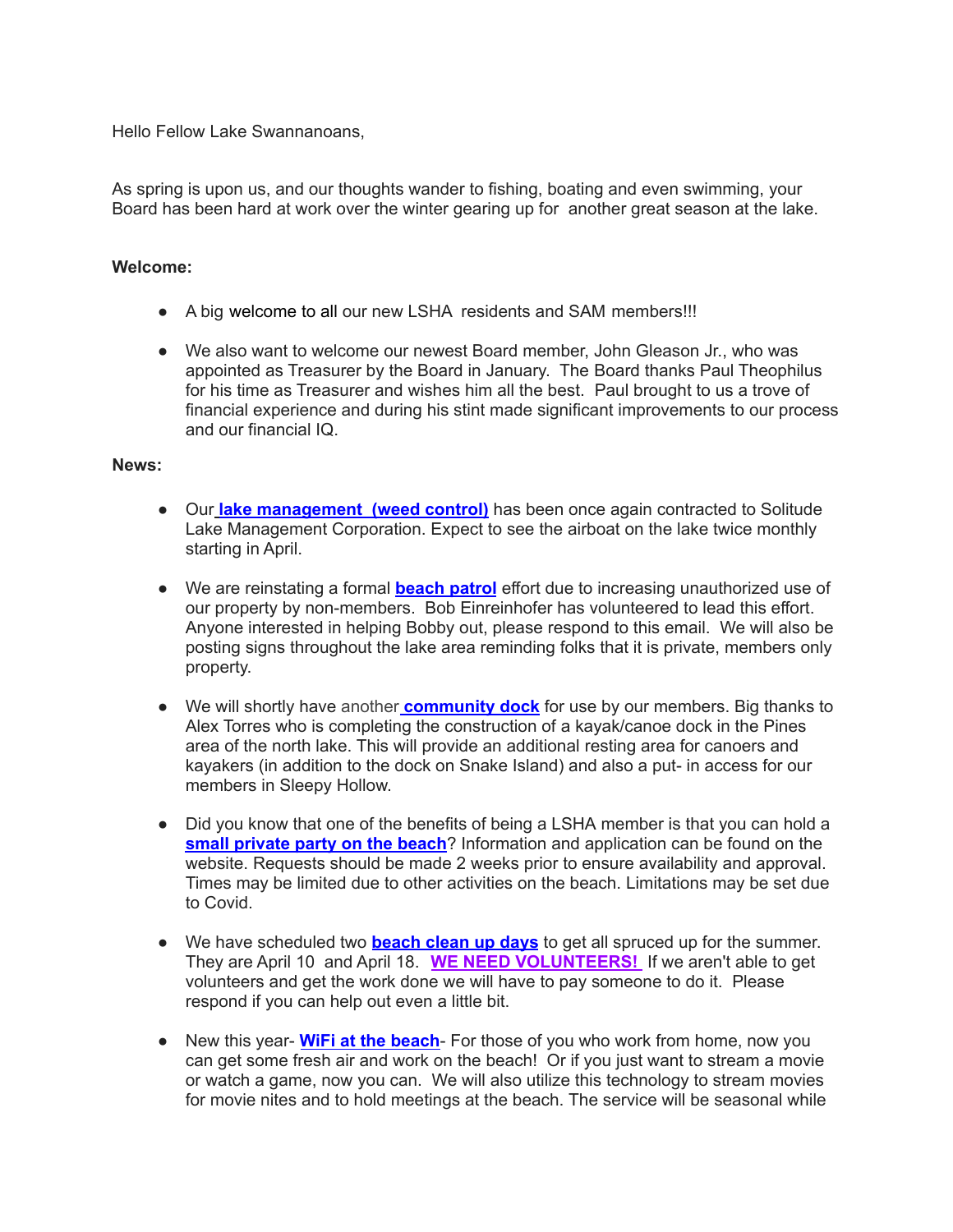Hello Fellow Lake Swannanoans,

As spring is upon us, and our thoughts wander to fishing, boating and even swimming, your Board has been hard at work over the winter gearing up for another great season at the lake.

**Welcome:**

- A big welcome to all our new LSHA residents and SAM members!!!
- We also want to welcome our newest Board member, John Gleason Jr., who was appointed as Treasurer by the Board in January. The Board thanks Paul Theophilus for his time as Treasurer and wishes him all the best. Paul brought to us a trove of financial experience and during his stint made significant improvements to our process and our financial IQ.

**News:**

- Our **lake management (weed control)** has been once again contracted to Solitude Lake Management Corporation. Expect to see the airboat on the lake twice monthly starting in April.
- We are reinstating a formal **beach patrol** effort due to increasing unauthorized use of our property by non-members. Bob Einreinhofer has volunteered to lead this effort. Anyone interested in helping Bobby out, please respond to this email. We will also be posting signs throughout the lake area reminding folks that it is private, members only property.
- We will shortly have another **community dock** for use by our members. Big thanks to Alex Torres who is completing the construction of a kayak/canoe dock in the Pines area of the north lake. This will provide an additional resting area for canoers and kayakers (in addition to the dock on Snake Island) and also a put- in access for our members in Sleepy Hollow.
- Did you know that one of the benefits of being a LSHA member is that you can hold a **small private party on the beach**? Information and application can be found on the website. Requests should be made 2 weeks prior to ensure availability and approval. Times may be limited due to other activities on the beach. Limitations may be set due to Covid.
- We have scheduled two **beach clean up days** to get all spruced up for the summer. They are April 10 and April 18. **WE NEED VOLUNTEERS!** If we aren't able to get volunteers and get the work done we will have to pay someone to do it. Please respond if you can help out even a little bit.
- New this year- **WiFi at the beach**- For those of you who work from home, now you can get some fresh air and work on the beach! Or if you just want to stream a movie or watch a game, now you can. We will also utilize this technology to stream movies for movie nites and to hold meetings at the beach. The service will be seasonal while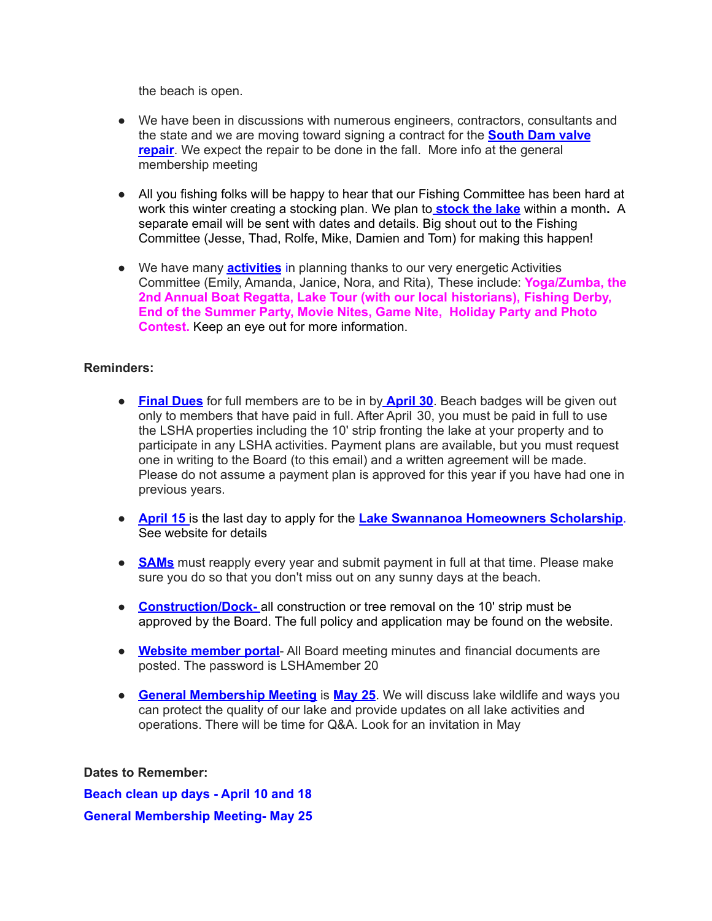the beach is open.

- We have been in discussions with numerous engineers, contractors, consultants and the state and we are moving toward signing a contract for the **South Dam valve repair**. We expect the repair to be done in the fall. More info at the general membership meeting

- All you fishing folks will be happy to hear that our Fishing Committee has been hard at work this winter creating a stocking plan. We plan to **stock the lake** within a month**.** A separate email will be sent with dates and details. Big shout out to the Fishing Committee (Jesse, Thad, Rolfe, Mike, Damien and Tom) for making this happen!

- We have many **activities** in planning thanks to our very energetic Activities Committee (Emily, Amanda, Janice, Nora, and Rita), These include: **Yoga/Zumba, the 2nd Annual Boat Regatta, Lake Tour (with our local historians), Fishing Derby, End of the Summer Party, Movie Nites, Game Nite, Holiday Party and Photo Contest.** Keep an eye out for more information.

**Reminders:**

- **Final Dues** for full members are to be in by **April 30**. Beach badges will be given out only to members that have paid in full. After April 30, you must be paid in full to use the LSHA properties including the 10' strip fronting the lake at your property and to participate in any LSHA activities. Payment plans are available, but you must request one in writing to the Board (to this email) and a written agreement will be made. Please do not assume a payment plan is approved for this year if you have had one in previous years.

- **April 15** is the last day to apply for the **Lake Swannanoa Homeowners Scholarship**. See website for details

- **SAMs** must reapply every year and submit payment in full at that time. Please make sure you do so that you don't miss out on any sunny days at the beach.

- **Construction/Dock-** all construction or tree removal on the 10' strip must be approved by the Board. The full policy and application may be found on the website.

- **Website member portal**- All Board meeting minutes and financial documents are posted. The password is LSHAmember 20

- **General Membership Meeting** is **May 25**. We will discuss lake wildlife and ways you can protect the quality of our lake and provide updates on all lake activities and operations. There will be time for Q&A. Look for an invitation in May

**Dates to Remember:**

**Beach clean up days - April 10 and 18**

**General Membership Meeting- May 25**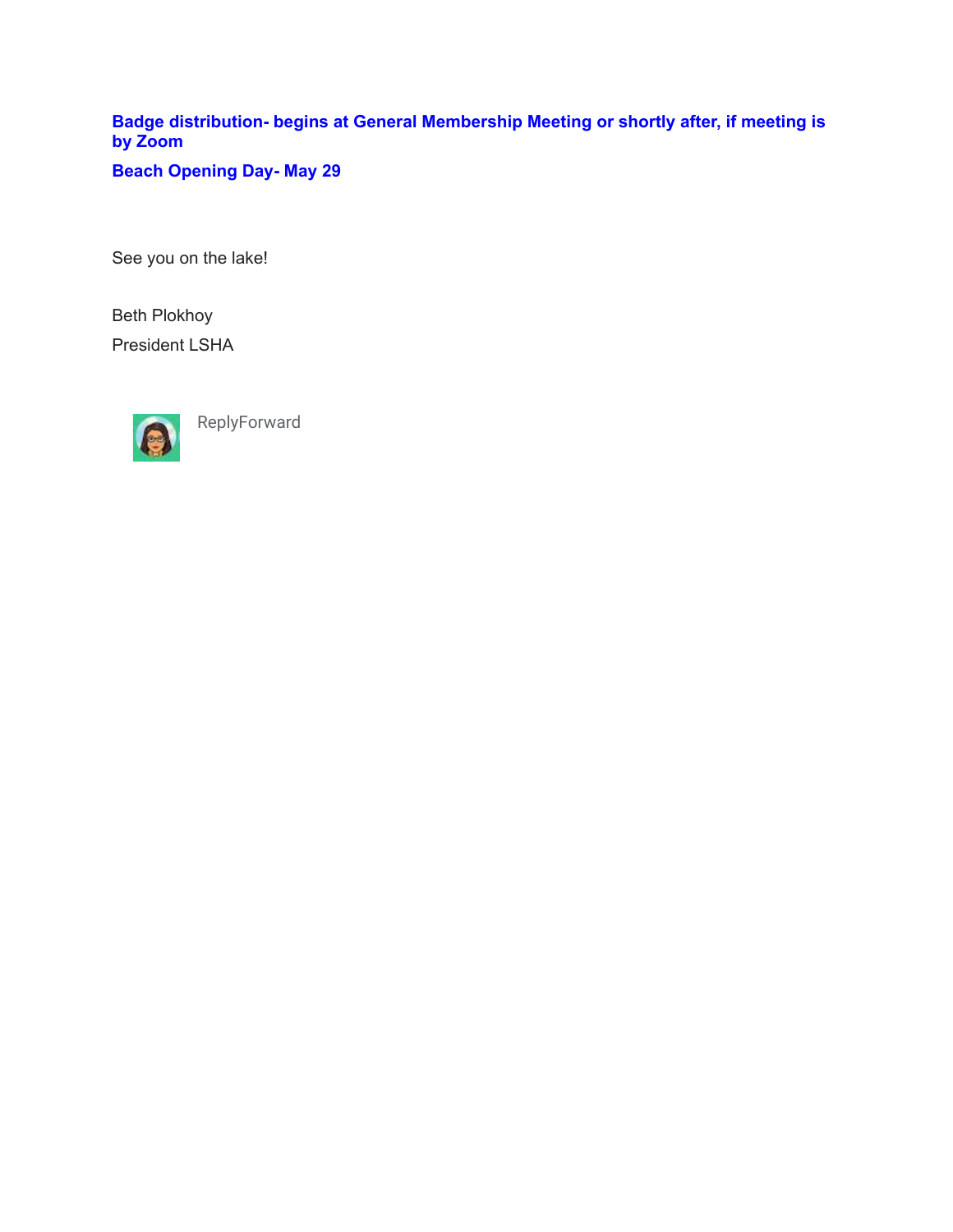**Badge distribution- begins at General Membership Meeting or shortly after, if meeting is by Zoom**

**Beach Opening Day- May 29**

See you on the lake!

Beth Plokhoy

President LSHA

ReplyForward